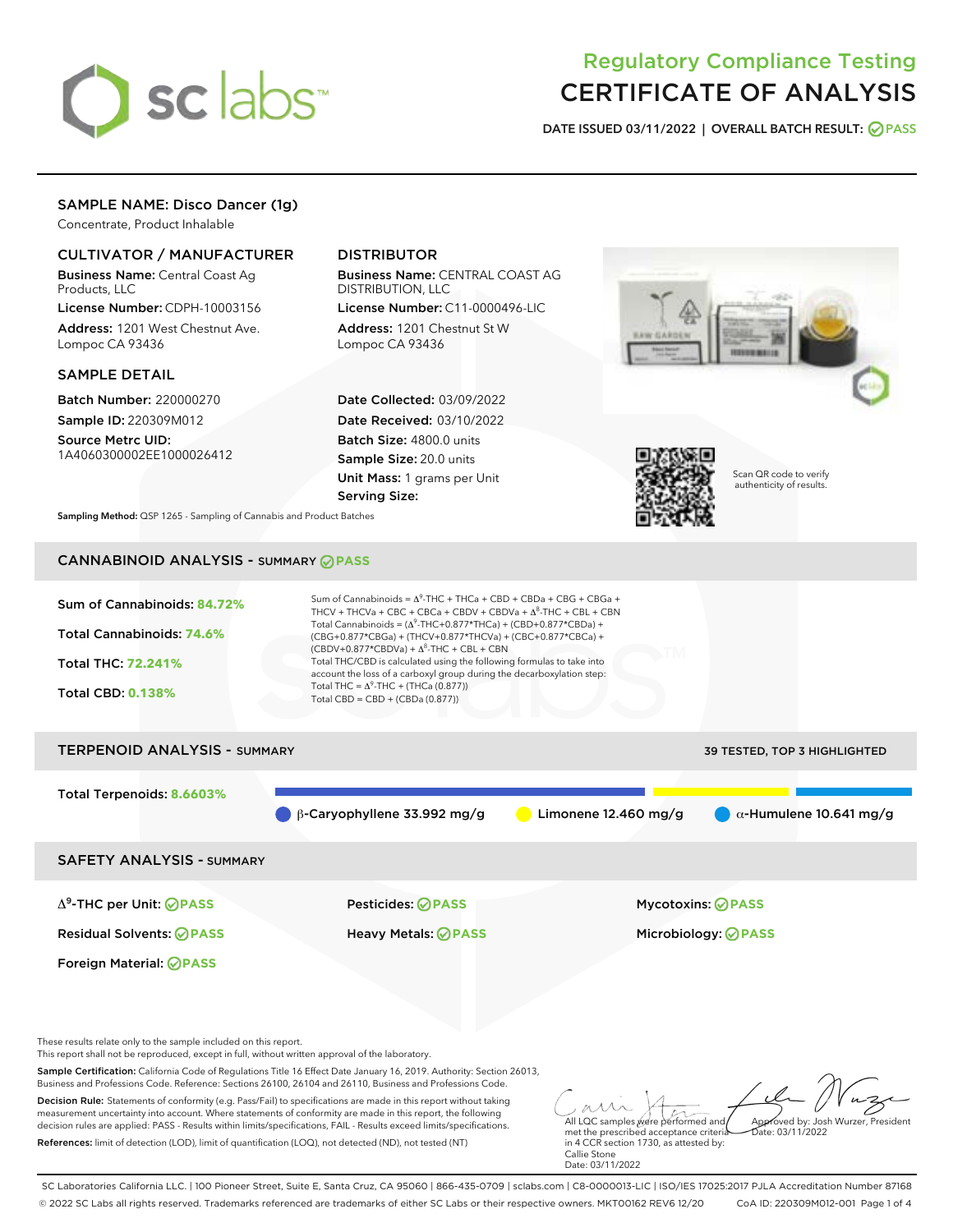# Regulatory Compliance Testing
# CERTIFICATE OF ANALYSIS

**DATE ISSUED 03/11/2022 | OVERALL BATCH RESULT: PASS**

## SAMPLE NAME: Disco Dancer (1g)

Concentrate, Product Inhalable

### CULTIVATOR / MANUFACTURER

**Business Name:** Central Coast Ag Products, LLC

**License Number:** CDPH-10003156

**Address:** 1201 West Chestnut Ave. Lompoc CA 93436

### DISTRIBUTOR

**Business Name:** CENTRAL COAST AG DISTRIBUTION, LLC

**License Number:** C11-0000496-LIC

**Address:** 1201 Chestnut St W Lompoc CA 93436

### SAMPLE DETAIL

**Batch Number:** 220000270

**Sample ID:** 220309M012

**Source Metrc UID:** 1A4060300002EE1000026412

**Date Collected:** 03/09/2022

**Date Received:** 03/10/2022

**Batch Size:** 4800.0 units

**Sample Size:** 20.0 units

**Unit Mass:** 1 grams per Unit

**Serving Size:**

Scan QR code to verify authenticity of results.

**Sampling Method:** QSP 1265 - Sampling of Cannabis and Product Batches

## CANNABINOID ANALYSIS - SUMMARY PASS

Sum of Cannabinoids: **84.72%**

Total Cannabinoids: **74.6%**

Total THC: **72.241%**

Total CBD: **0.138%**

Sum of Cannabinoids = $\Delta^9$-THC + THCa + CBD + CBDa + CBG + CBGa + THCV + THCVa + CBC + CBCa + CBDV + CBDVa + $\Delta^8$-THC + CBL + CBN

Total Cannabinoids = ($\Delta^9$-THC+0.877*THCa) + (CBD+0.877*CBDa) + (CBG+0.877*CBGa) + (THCV+0.877*THCVa) + (CBC+0.877*CBCa) + (CBDV+0.877*CBDVa) + $\Delta^8$-THC + CBL + CBN

Total THC/CBD is calculated using the following formulas to take into account the loss of a carboxyl group during the decarboxylation step:

Total THC = $\Delta^9$-THC + (THCa (0.877))

Total CBD = CBD + (CBDa (0.877))

## TERPENOID ANALYSIS - SUMMARY

39 TESTED, TOP 3 HIGHLIGHTED

Total Terpenoids: **8.6603%**

β-Caryophyllene 33.992 mg/g | Limonene 12.460 mg/g | α-Humulene 10.641 mg/g

## SAFETY ANALYSIS - SUMMARY

| | | |
|---|---|---|
| $\Delta^9$-THC per Unit: PASS | Pesticides: PASS | Mycotoxins: PASS |
| Residual Solvents: PASS | Heavy Metals: PASS | Microbiology: PASS |
| Foreign Material: PASS | | |

These results relate only to the sample included on this report.
This report shall not be reproduced, except in full, without written approval of the laboratory.

**Sample Certification:** California Code of Regulations Title 16 Effect Date January 16, 2019. Authority: Section 26013, Business and Professions Code. Reference: Sections 26100, 26104 and 26110, Business and Professions Code.

**Decision Rule:** Statements of conformity (e.g. Pass/Fail) to specifications are made in this report without taking measurement uncertainty into account. Where statements of conformity are made in this report, the following decision rules are applied: PASS - Results within limits/specifications, FAIL - Results exceed limits/specifications.

**References:** limit of detection (LOD), limit of quantification (LOQ), not detected (ND), not tested (NT)

All LQC samples were performed and met the prescribed acceptance criteria in 4 CCR section 1730, as attested by: Callie Stone
Date: 03/11/2022

Approved by: Josh Wurzer, President
Date: 03/11/2022

SC Laboratories California LLC. | 100 Pioneer Street, Suite E, Santa Cruz, CA 95060 | 866-435-0709 | sclabs.com | C8-0000013-LIC | ISO/IES 17025:2017 PJLA Accreditation Number 87168
© 2022 SC Labs all rights reserved. Trademarks referenced are trademarks of either SC Labs or their respective owners. MKT00162 REV6 12/20 CoA ID: 220309M012-001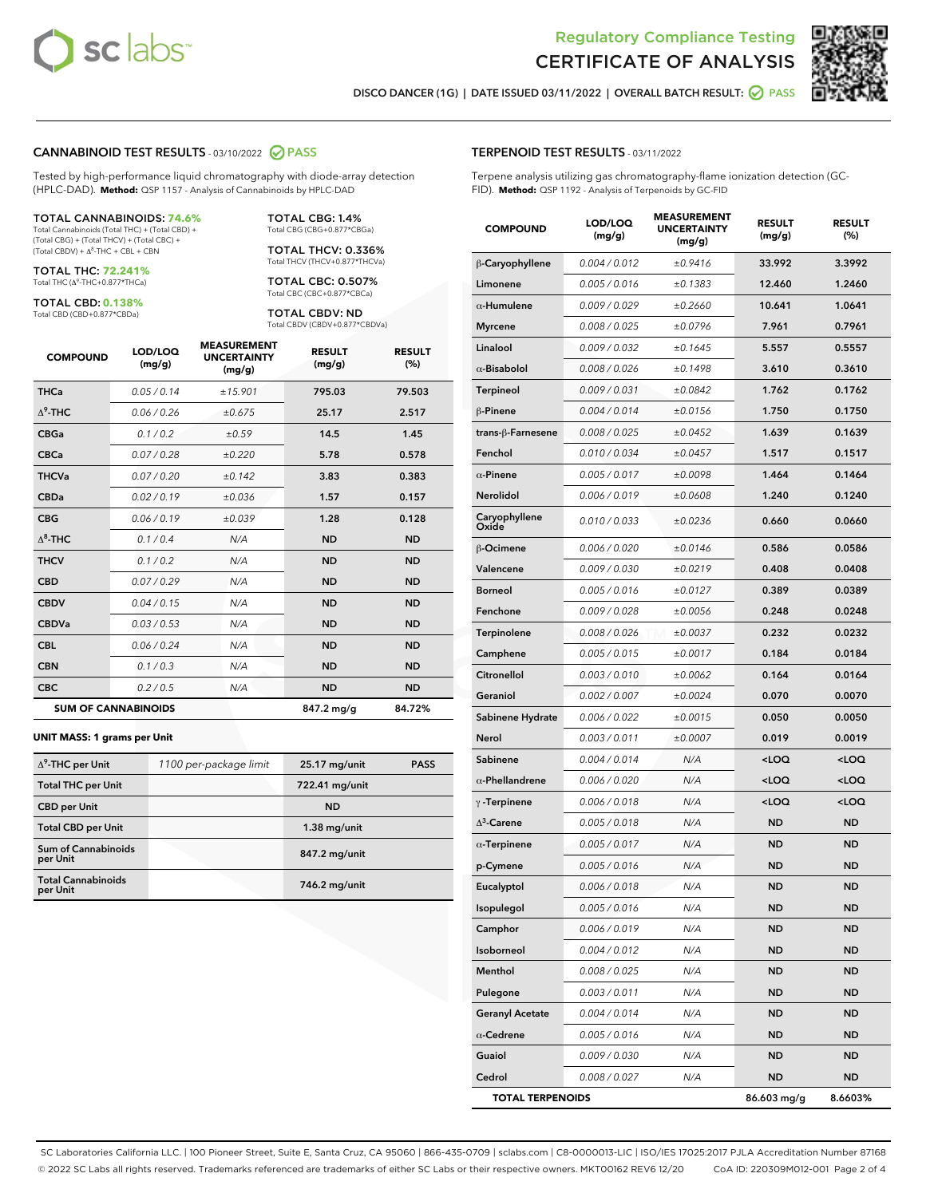# Regulatory Compliance Testing
# CERTIFICATE OF ANALYSIS

DISCO DANCER (1G) | DATE ISSUED 03/11/2022 | OVERALL BATCH RESULT: PASS

## CANNABINOID TEST RESULTS - 03/10/2022 PASS

Tested by high-performance liquid chromatography with diode-array detection (HPLC-DAD). **Method:** QSP 1157 - Analysis of Cannabinoids by HPLC-DAD

**TOTAL CANNABINOIDS: 74.6%**
Total Cannabinoids (Total THC) + (Total CBD) + (Total CBG) + (Total THCV) + (Total CBC) + (Total CBDV) + $\Delta^8$-THC + CBL + CBN

**TOTAL THC: 72.241%**
Total THC ($\Delta^9$-THC+0.877*THCa)

**TOTAL CBD: 0.138%**
Total CBD (CBD+0.877*CBDa)

**TOTAL CBG: 1.4%**
Total CBG (CBG+0.877*CBGa)

**TOTAL THCV: 0.336%**
Total THCV (THCV+0.877*THCVa)

**TOTAL CBC: 0.507%**
Total CBC (CBC+0.877*CBCa)

**TOTAL CBDV: ND**
Total CBDV (CBDV+0.877*CBDVa)

| COMPOUND | LOD/LOQ (mg/g) | MEASUREMENT UNCERTAINTY (mg/g) | RESULT (mg/g) | RESULT (%) |
|---|---|---|---|---|
| THCa | 0.05 / 0.14 | ±15.901 | 795.03 | 79.503 |
| $\Delta^9$-THC | 0.06 / 0.26 | ±0.675 | 25.17 | 2.517 |
| CBGa | 0.1 / 0.2 | ±0.59 | 14.5 | 1.45 |
| CBCa | 0.07 / 0.28 | ±0.220 | 5.78 | 0.578 |
| THCVa | 0.07 / 0.20 | ±0.142 | 3.83 | 0.383 |
| CBDa | 0.02 / 0.19 | ±0.036 | 1.57 | 0.157 |
| CBG | 0.06 / 0.19 | ±0.039 | 1.28 | 0.128 |
| $\Delta^8$-THC | 0.1 / 0.4 | N/A | ND | ND |
| THCV | 0.1 / 0.2 | N/A | ND | ND |
| CBD | 0.07 / 0.29 | N/A | ND | ND |
| CBDV | 0.04 / 0.15 | N/A | ND | ND |
| CBDVa | 0.03 / 0.53 | N/A | ND | ND |
| CBL | 0.06 / 0.24 | N/A | ND | ND |
| CBN | 0.1 / 0.3 | N/A | ND | ND |
| CBC | 0.2 / 0.5 | N/A | ND | ND |
| **SUM OF CANNABINOIDS** | | | **847.2 mg/g** | **84.72%** |

**UNIT MASS: 1 grams per Unit**

| | | | |
|---|---|---|---|
| $\Delta^9$-THC per Unit | 1100 per-package limit | 25.17 mg/unit | PASS |
| Total THC per Unit | | 722.41 mg/unit | |
| CBD per Unit | | ND | |
| Total CBD per Unit | | 1.38 mg/unit | |
| Sum of Cannabinoids per Unit | | 847.2 mg/unit | |
| Total Cannabinoids per Unit | | 746.2 mg/unit | |

## TERPENOID TEST RESULTS - 03/11/2022

Terpene analysis utilizing gas chromatography-flame ionization detection (GC-FID). **Method:** QSP 1192 - Analysis of Terpenoids by GC-FID

| COMPOUND | LOD/LOQ (mg/g) | MEASUREMENT UNCERTAINTY (mg/g) | RESULT (mg/g) | RESULT (%) |
|---|---|---|---|---|
| β-Caryophyllene | 0.004 / 0.012 | ±0.9416 | 33.992 | 3.3992 |
| Limonene | 0.005 / 0.016 | ±0.1383 | 12.460 | 1.2460 |
| α-Humulene | 0.009 / 0.029 | ±0.2660 | 10.641 | 1.0641 |
| Myrcene | 0.008 / 0.025 | ±0.0796 | 7.961 | 0.7961 |
| Linalool | 0.009 / 0.032 | ±0.1645 | 5.557 | 0.5557 |
| α-Bisabolol | 0.008 / 0.026 | ±0.1498 | 3.610 | 0.3610 |
| Terpineol | 0.009 / 0.031 | ±0.0842 | 1.762 | 0.1762 |
| β-Pinene | 0.004 / 0.014 | ±0.0156 | 1.750 | 0.1750 |
| trans-β-Farnesene | 0.008 / 0.025 | ±0.0452 | 1.639 | 0.1639 |
| Fenchol | 0.010 / 0.034 | ±0.0457 | 1.517 | 0.1517 |
| α-Pinene | 0.005 / 0.017 | ±0.0098 | 1.464 | 0.1464 |
| Nerolidol | 0.006 / 0.019 | ±0.0608 | 1.240 | 0.1240 |
| Caryophyllene Oxide | 0.010 / 0.033 | ±0.0236 | 0.660 | 0.0660 |
| β-Ocimene | 0.006 / 0.020 | ±0.0146 | 0.586 | 0.0586 |
| Valencene | 0.009 / 0.030 | ±0.0219 | 0.408 | 0.0408 |
| Borneol | 0.005 / 0.016 | ±0.0127 | 0.389 | 0.0389 |
| Fenchone | 0.009 / 0.028 | ±0.0056 | 0.248 | 0.0248 |
| Terpinolene | 0.008 / 0.026 | ±0.0037 | 0.232 | 0.0232 |
| Camphene | 0.005 / 0.015 | ±0.0017 | 0.184 | 0.0184 |
| Citronellol | 0.003 / 0.010 | ±0.0062 | 0.164 | 0.0164 |
| Geraniol | 0.002 / 0.007 | ±0.0024 | 0.070 | 0.0070 |
| Sabinene Hydrate | 0.006 / 0.022 | ±0.0015 | 0.050 | 0.0050 |
| Nerol | 0.003 / 0.011 | ±0.0007 | 0.019 | 0.0019 |
| Sabinene | 0.004 / 0.014 | N/A | <LOQ | <LOQ |
| α-Phellandrene | 0.006 / 0.020 | N/A | <LOQ | <LOQ |
| γ-Terpinene | 0.006 / 0.018 | N/A | <LOQ | <LOQ |
| $\Delta^3$-Carene | 0.005 / 0.018 | N/A | ND | ND |
| α-Terpinene | 0.005 / 0.017 | N/A | ND | ND |
| p-Cymene | 0.005 / 0.016 | N/A | ND | ND |
| Eucalyptol | 0.006 / 0.018 | N/A | ND | ND |
| Isopulegol | 0.005 / 0.016 | N/A | ND | ND |
| Camphor | 0.006 / 0.019 | N/A | ND | ND |
| Isoborneol | 0.004 / 0.012 | N/A | ND | ND |
| Menthol | 0.008 / 0.025 | N/A | ND | ND |
| Pulegone | 0.003 / 0.011 | N/A | ND | ND |
| Geranyl Acetate | 0.004 / 0.014 | N/A | ND | ND |
| α-Cedrene | 0.005 / 0.016 | N/A | ND | ND |
| Guaiol | 0.009 / 0.030 | N/A | ND | ND |
| Cedrol | 0.008 / 0.027 | N/A | ND | ND |
| **TOTAL TERPENOIDS** | | | **86.603 mg/g** | **8.6603%** |

SC Laboratories California LLC. | 100 Pioneer Street, Suite E, Santa Cruz, CA 95060 | 866-435-0709 | sclabs.com | C8-0000013-LIC | ISO/IES 17025:2017 PJLA Accreditation Number 87168
© 2022 SC Labs all rights reserved. Trademarks referenced are trademarks of either SC Labs or their respective owners. MKT00162 REV6 12/20 CoA ID: 220309M012-001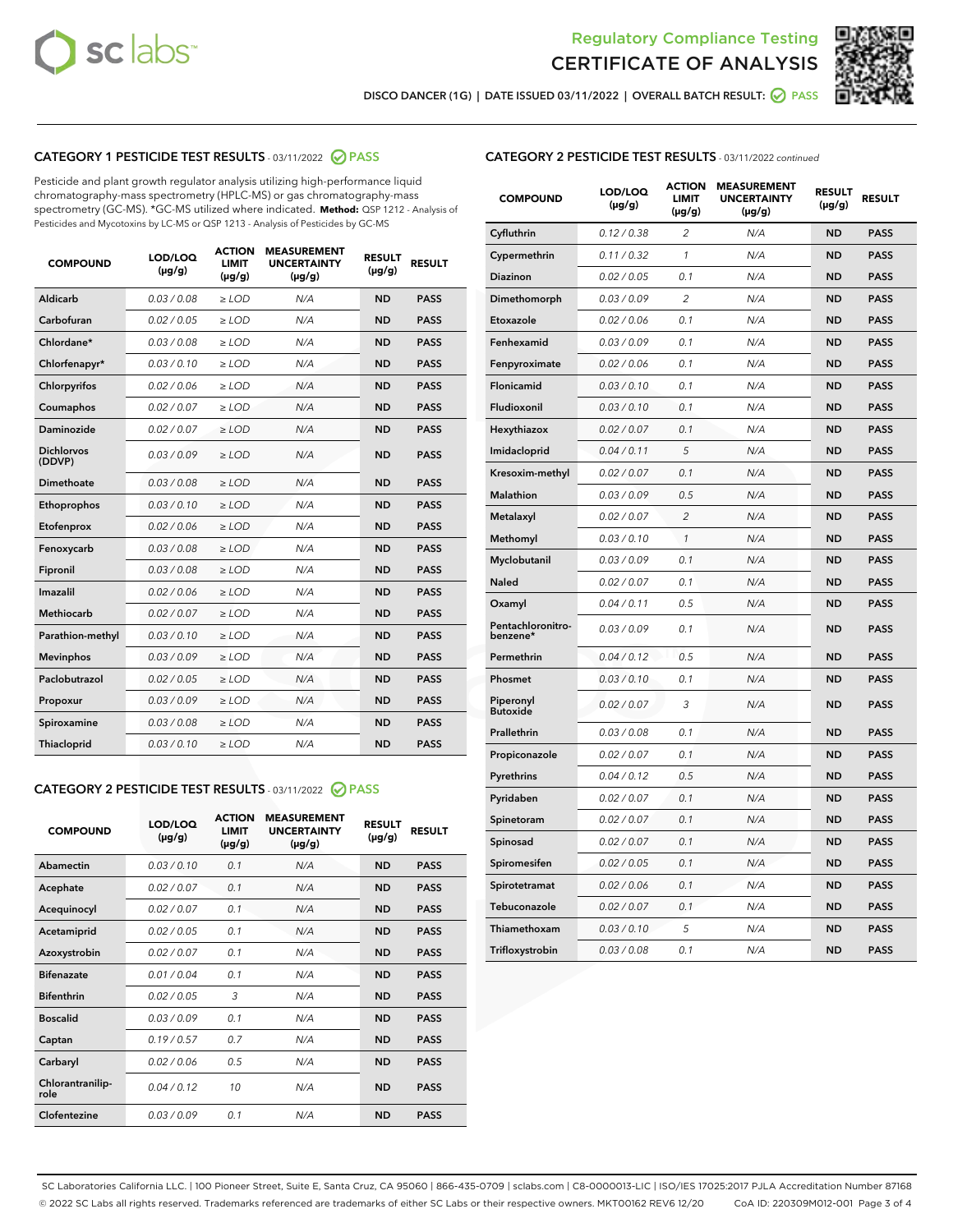Regulatory Compliance Testing

# CERTIFICATE OF ANALYSIS

DISCO DANCER (1G) | DATE ISSUED 03/11/2022 | OVERALL BATCH RESULT: PASS

## CATEGORY 1 PESTICIDE TEST RESULTS - 03/11/2022 PASS

Pesticide and plant growth regulator analysis utilizing high-performance liquid chromatography-mass spectrometry (HPLC-MS) or gas chromatography-mass spectrometry (GC-MS). *GC-MS utilized where indicated. **Method:** QSP 1212 - Analysis of Pesticides and Mycotoxins by LC-MS or QSP 1213 - Analysis of Pesticides by GC-MS

| COMPOUND | LOD/LOQ (µg/g) | ACTION LIMIT (µg/g) | MEASUREMENT UNCERTAINTY (µg/g) | RESULT (µg/g) | RESULT |
|---|---|---|---|---|---|
| Aldicarb | 0.03 / 0.08 | ≥ LOD | N/A | ND | PASS |
| Carbofuran | 0.02 / 0.05 | ≥ LOD | N/A | ND | PASS |
| Chlordane* | 0.03 / 0.08 | ≥ LOD | N/A | ND | PASS |
| Chlorfenapyr* | 0.03 / 0.10 | ≥ LOD | N/A | ND | PASS |
| Chlorpyrifos | 0.02 / 0.06 | ≥ LOD | N/A | ND | PASS |
| Coumaphos | 0.02 / 0.07 | ≥ LOD | N/A | ND | PASS |
| Daminozide | 0.02 / 0.07 | ≥ LOD | N/A | ND | PASS |
| Dichlorvos (DDVP) | 0.03 / 0.09 | ≥ LOD | N/A | ND | PASS |
| Dimethoate | 0.03 / 0.08 | ≥ LOD | N/A | ND | PASS |
| Ethoprophos | 0.03 / 0.10 | ≥ LOD | N/A | ND | PASS |
| Etofenprox | 0.02 / 0.06 | ≥ LOD | N/A | ND | PASS |
| Fenoxycarb | 0.03 / 0.08 | ≥ LOD | N/A | ND | PASS |
| Fipronil | 0.03 / 0.08 | ≥ LOD | N/A | ND | PASS |
| Imazalil | 0.02 / 0.06 | ≥ LOD | N/A | ND | PASS |
| Methiocarb | 0.02 / 0.07 | ≥ LOD | N/A | ND | PASS |
| Parathion-methyl | 0.03 / 0.10 | ≥ LOD | N/A | ND | PASS |
| Mevinphos | 0.03 / 0.09 | ≥ LOD | N/A | ND | PASS |
| Paclobutrazol | 0.02 / 0.05 | ≥ LOD | N/A | ND | PASS |
| Propoxur | 0.03 / 0.09 | ≥ LOD | N/A | ND | PASS |
| Spiroxamine | 0.03 / 0.08 | ≥ LOD | N/A | ND | PASS |
| Thiacloprid | 0.03 / 0.10 | ≥ LOD | N/A | ND | PASS |

## CATEGORY 2 PESTICIDE TEST RESULTS - 03/11/2022 PASS

| COMPOUND | LOD/LOQ (µg/g) | ACTION LIMIT (µg/g) | MEASUREMENT UNCERTAINTY (µg/g) | RESULT (µg/g) | RESULT |
|---|---|---|---|---|---|
| Abamectin | 0.03 / 0.10 | 0.1 | N/A | ND | PASS |
| Acephate | 0.02 / 0.07 | 0.1 | N/A | ND | PASS |
| Acequinocyl | 0.02 / 0.07 | 0.1 | N/A | ND | PASS |
| Acetamiprid | 0.02 / 0.05 | 0.1 | N/A | ND | PASS |
| Azoxystrobin | 0.02 / 0.07 | 0.1 | N/A | ND | PASS |
| Bifenazate | 0.01 / 0.04 | 0.1 | N/A | ND | PASS |
| Bifenthrin | 0.02 / 0.05 | 3 | N/A | ND | PASS |
| Boscalid | 0.03 / 0.09 | 0.1 | N/A | ND | PASS |
| Captan | 0.19 / 0.57 | 0.7 | N/A | ND | PASS |
| Carbaryl | 0.02 / 0.06 | 0.5 | N/A | ND | PASS |
| Chlorantraniliprole | 0.04 / 0.12 | 10 | N/A | ND | PASS |
| Clofentezine | 0.03 / 0.09 | 0.1 | N/A | ND | PASS |
| Cyfluthrin | 0.12 / 0.38 | 2 | N/A | ND | PASS |
| Cypermethrin | 0.11 / 0.32 | 1 | N/A | ND | PASS |
| Diazinon | 0.02 / 0.05 | 0.1 | N/A | ND | PASS |
| Dimethomorph | 0.03 / 0.09 | 2 | N/A | ND | PASS |
| Etoxazole | 0.02 / 0.06 | 0.1 | N/A | ND | PASS |
| Fenhexamid | 0.03 / 0.09 | 0.1 | N/A | ND | PASS |
| Fenpyroximate | 0.02 / 0.06 | 0.1 | N/A | ND | PASS |
| Flonicamid | 0.03 / 0.10 | 0.1 | N/A | ND | PASS |
| Fludioxonil | 0.03 / 0.10 | 0.1 | N/A | ND | PASS |
| Hexythiazox | 0.02 / 0.07 | 0.1 | N/A | ND | PASS |
| Imidacloprid | 0.04 / 0.11 | 5 | N/A | ND | PASS |
| Kresoxim-methyl | 0.02 / 0.07 | 0.1 | N/A | ND | PASS |
| Malathion | 0.03 / 0.09 | 0.5 | N/A | ND | PASS |
| Metalaxyl | 0.02 / 0.07 | 2 | N/A | ND | PASS |
| Methomyl | 0.03 / 0.10 | 1 | N/A | ND | PASS |
| Myclobutanil | 0.03 / 0.09 | 0.1 | N/A | ND | PASS |
| Naled | 0.02 / 0.07 | 0.1 | N/A | ND | PASS |
| Oxamyl | 0.04 / 0.11 | 0.5 | N/A | ND | PASS |
| Pentachloronitrobenzene* | 0.03 / 0.09 | 0.1 | N/A | ND | PASS |
| Permethrin | 0.04 / 0.12 | 0.5 | N/A | ND | PASS |
| Phosmet | 0.03 / 0.10 | 0.1 | N/A | ND | PASS |
| Piperonyl Butoxide | 0.02 / 0.07 | 3 | N/A | ND | PASS |
| Prallethrin | 0.03 / 0.08 | 0.1 | N/A | ND | PASS |
| Propiconazole | 0.02 / 0.07 | 0.1 | N/A | ND | PASS |
| Pyrethrins | 0.04 / 0.12 | 0.5 | N/A | ND | PASS |
| Pyridaben | 0.02 / 0.07 | 0.1 | N/A | ND | PASS |
| Spinetoram | 0.02 / 0.07 | 0.1 | N/A | ND | PASS |
| Spinosad | 0.02 / 0.07 | 0.1 | N/A | ND | PASS |
| Spiromesifen | 0.02 / 0.05 | 0.1 | N/A | ND | PASS |
| Spirotetramat | 0.02 / 0.06 | 0.1 | N/A | ND | PASS |
| Tebuconazole | 0.02 / 0.07 | 0.1 | N/A | ND | PASS |
| Thiamethoxam | 0.03 / 0.10 | 5 | N/A | ND | PASS |
| Trifloxystrobin | 0.03 / 0.08 | 0.1 | N/A | ND | PASS |

SC Laboratories California LLC. | 100 Pioneer Street, Suite E, Santa Cruz, CA 95060 | 866-435-0709 | sclabs.com | C8-0000013-LIC | ISO/IES 17025:2017 PJLA Accreditation Number 87168
© 2022 SC Labs all rights reserved. Trademarks referenced are trademarks of either SC Labs or their respective owners. MKT00162 REV6 12/20 CoA ID: 220309M012-001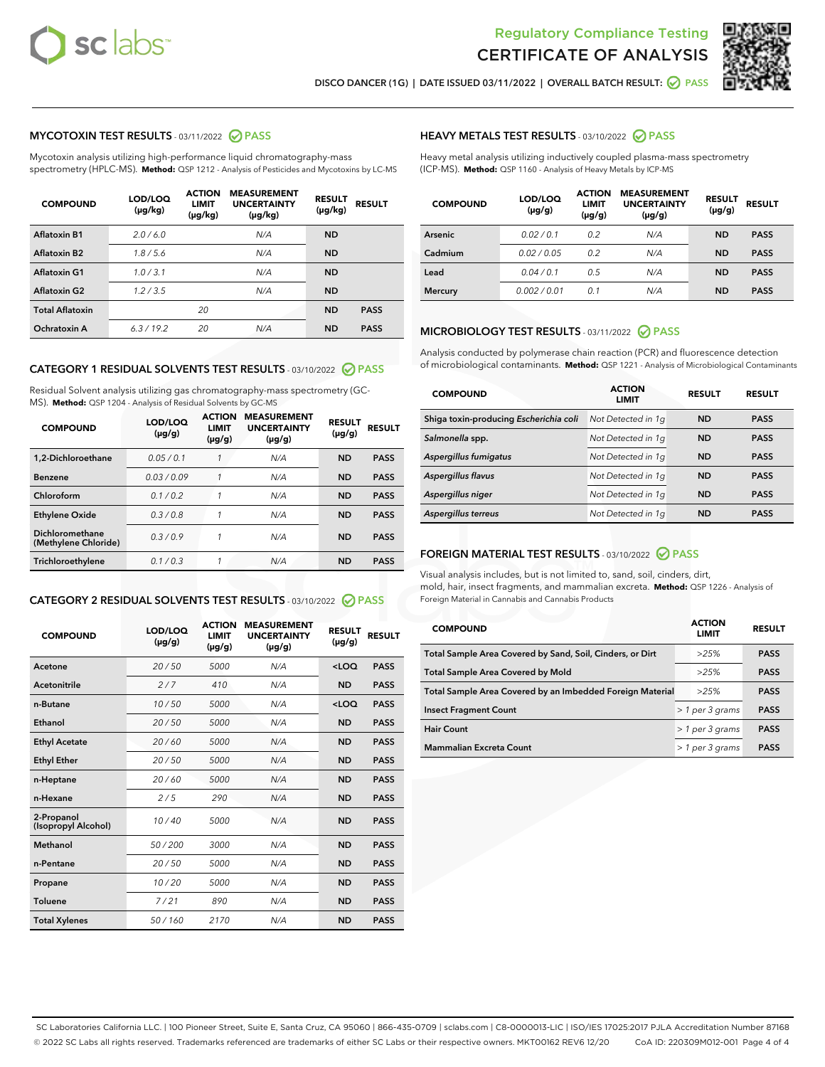Regulatory Compliance Testing
# CERTIFICATE OF ANALYSIS

DISCO DANCER (1G) | DATE ISSUED 03/11/2022 | OVERALL BATCH RESULT: PASS

## MYCOTOXIN TEST RESULTS - 03/11/2022 PASS

Mycotoxin analysis utilizing high-performance liquid chromatography-mass spectrometry (HPLC-MS). **Method:** QSP 1212 - Analysis of Pesticides and Mycotoxins by LC-MS

| COMPOUND | LOD/LOQ (µg/kg) | ACTION LIMIT (µg/kg) | MEASUREMENT UNCERTAINTY (µg/kg) | RESULT (µg/kg) | RESULT |
|---|---|---|---|---|---|
| Aflatoxin B1 | 2.0 / 6.0 | | N/A | ND | |
| Aflatoxin B2 | 1.8 / 5.6 | | N/A | ND | |
| Aflatoxin G1 | 1.0 / 3.1 | | N/A | ND | |
| Aflatoxin G2 | 1.2 / 3.5 | | N/A | ND | |
| Total Aflatoxin | | 20 | | ND | PASS |
| Ochratoxin A | 6.3 / 19.2 | 20 | N/A | ND | PASS |

## CATEGORY 1 RESIDUAL SOLVENTS TEST RESULTS - 03/10/2022 PASS

Residual Solvent analysis utilizing gas chromatography-mass spectrometry (GC-MS). **Method:** QSP 1204 - Analysis of Residual Solvents by GC-MS

| COMPOUND | LOD/LOQ (µg/g) | ACTION LIMIT (µg/g) | MEASUREMENT UNCERTAINTY (µg/g) | RESULT (µg/g) | RESULT |
|---|---|---|---|---|---|
| 1,2-Dichloroethane | 0.05 / 0.1 | 1 | N/A | ND | PASS |
| Benzene | 0.03 / 0.09 | 1 | N/A | ND | PASS |
| Chloroform | 0.1 / 0.2 | 1 | N/A | ND | PASS |
| Ethylene Oxide | 0.3 / 0.8 | 1 | N/A | ND | PASS |
| Dichloromethane (Methylene Chloride) | 0.3 / 0.9 | 1 | N/A | ND | PASS |
| Trichloroethylene | 0.1 / 0.3 | 1 | N/A | ND | PASS |

## CATEGORY 2 RESIDUAL SOLVENTS TEST RESULTS - 03/10/2022 PASS

| COMPOUND | LOD/LOQ (µg/g) | ACTION LIMIT (µg/g) | MEASUREMENT UNCERTAINTY (µg/g) | RESULT (µg/g) | RESULT |
|---|---|---|---|---|---|
| Acetone | 20 / 50 | 5000 | N/A | <LOQ | PASS |
| Acetonitrile | 2 / 7 | 410 | N/A | ND | PASS |
| n-Butane | 10 / 50 | 5000 | N/A | <LOQ | PASS |
| Ethanol | 20 / 50 | 5000 | N/A | ND | PASS |
| Ethyl Acetate | 20 / 60 | 5000 | N/A | ND | PASS |
| Ethyl Ether | 20 / 50 | 5000 | N/A | ND | PASS |
| n-Heptane | 20 / 60 | 5000 | N/A | ND | PASS |
| n-Hexane | 2 / 5 | 290 | N/A | ND | PASS |
| 2-Propanol (Isopropyl Alcohol) | 10 / 40 | 5000 | N/A | ND | PASS |
| Methanol | 50 / 200 | 3000 | N/A | ND | PASS |
| n-Pentane | 20 / 50 | 5000 | N/A | ND | PASS |
| Propane | 10 / 20 | 5000 | N/A | ND | PASS |
| Toluene | 7 / 21 | 890 | N/A | ND | PASS |
| Total Xylenes | 50 / 160 | 2170 | N/A | ND | PASS |

## HEAVY METALS TEST RESULTS - 03/10/2022 PASS

Heavy metal analysis utilizing inductively coupled plasma-mass spectrometry (ICP-MS). **Method:** QSP 1160 - Analysis of Heavy Metals by ICP-MS

| COMPOUND | LOD/LOQ (µg/g) | ACTION LIMIT (µg/g) | MEASUREMENT UNCERTAINTY (µg/g) | RESULT (µg/g) | RESULT |
|---|---|---|---|---|---|
| Arsenic | 0.02 / 0.1 | 0.2 | N/A | ND | PASS |
| Cadmium | 0.02 / 0.05 | 0.2 | N/A | ND | PASS |
| Lead | 0.04 / 0.1 | 0.5 | N/A | ND | PASS |
| Mercury | 0.002 / 0.01 | 0.1 | N/A | ND | PASS |

## MICROBIOLOGY TEST RESULTS - 03/11/2022 PASS

Analysis conducted by polymerase chain reaction (PCR) and fluorescence detection of microbiological contaminants. **Method:** QSP 1221 - Analysis of Microbiological Contaminants

| COMPOUND | ACTION LIMIT | RESULT | RESULT |
|---|---|---|---|
| Shiga toxin-producing *Escherichia coli* | Not Detected in 1g | ND | PASS |
| *Salmonella* spp. | Not Detected in 1g | ND | PASS |
| *Aspergillus fumigatus* | Not Detected in 1g | ND | PASS |
| *Aspergillus flavus* | Not Detected in 1g | ND | PASS |
| *Aspergillus niger* | Not Detected in 1g | ND | PASS |
| *Aspergillus terreus* | Not Detected in 1g | ND | PASS |

## FOREIGN MATERIAL TEST RESULTS - 03/10/2022 PASS

Visual analysis includes, but is not limited to, sand, soil, cinders, dirt, mold, hair, insect fragments, and mammalian excreta. **Method:** QSP 1226 - Analysis of Foreign Material in Cannabis and Cannabis Products

| COMPOUND | ACTION LIMIT | RESULT |
|---|---|---|
| Total Sample Area Covered by Sand, Soil, Cinders, or Dirt | >25% | PASS |
| Total Sample Area Covered by Mold | >25% | PASS |
| Total Sample Area Covered by an Imbedded Foreign Material | >25% | PASS |
| Insect Fragment Count | > 1 per 3 grams | PASS |
| Hair Count | > 1 per 3 grams | PASS |
| Mammalian Excreta Count | > 1 per 3 grams | PASS |

SC Laboratories California LLC. | 100 Pioneer Street, Suite E, Santa Cruz, CA 95060 | 866-435-0709 | sclabs.com | C8-0000013-LIC | ISO/IES 17025:2017 PJLA Accreditation Number 87168
© 2022 SC Labs all rights reserved. Trademarks referenced are trademarks of either SC Labs or their respective owners. MKT00162 REV6 12/20 CoA ID: 220309M012-001